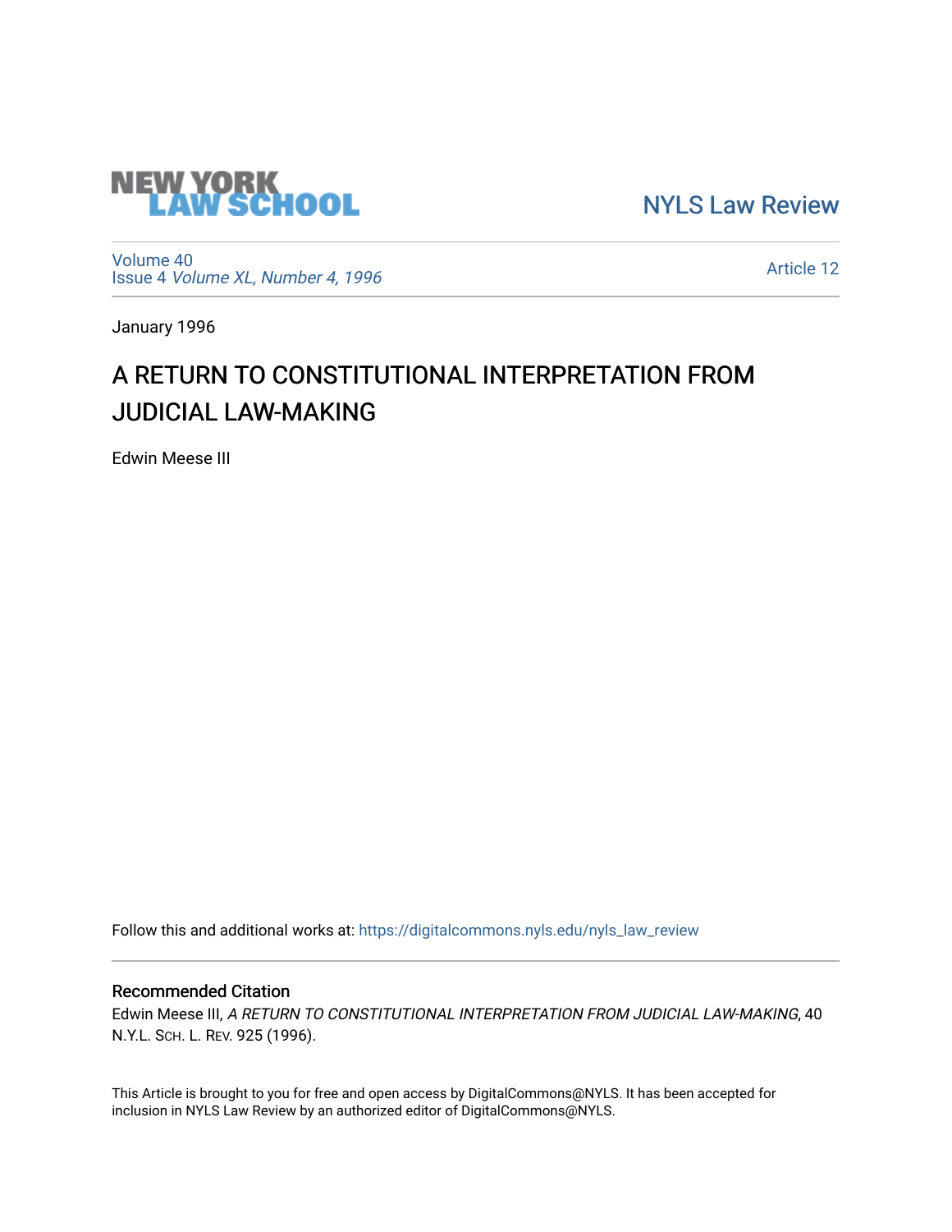NEW YORK LAW SCHOOL

NYLS Law Review

Volume 40
Issue 4 *Volume XL, Number 4, 1996*

Article 12

January 1996

# A RETURN TO CONSTITUTIONAL INTERPRETATION FROM JUDICIAL LAW-MAKING

Edwin Meese III

Follow this and additional works at: https://digitalcommons.nyls.edu/nyls_law_review

## Recommended Citation

Edwin Meese III, *A RETURN TO CONSTITUTIONAL INTERPRETATION FROM JUDICIAL LAW-MAKING*, 40 N.Y.L. SCH. L. REV. 925 (1996).

This Article is brought to you for free and open access by DigitalCommons@NYLS. It has been accepted for inclusion in NYLS Law Review by an authorized editor of DigitalCommons@NYLS.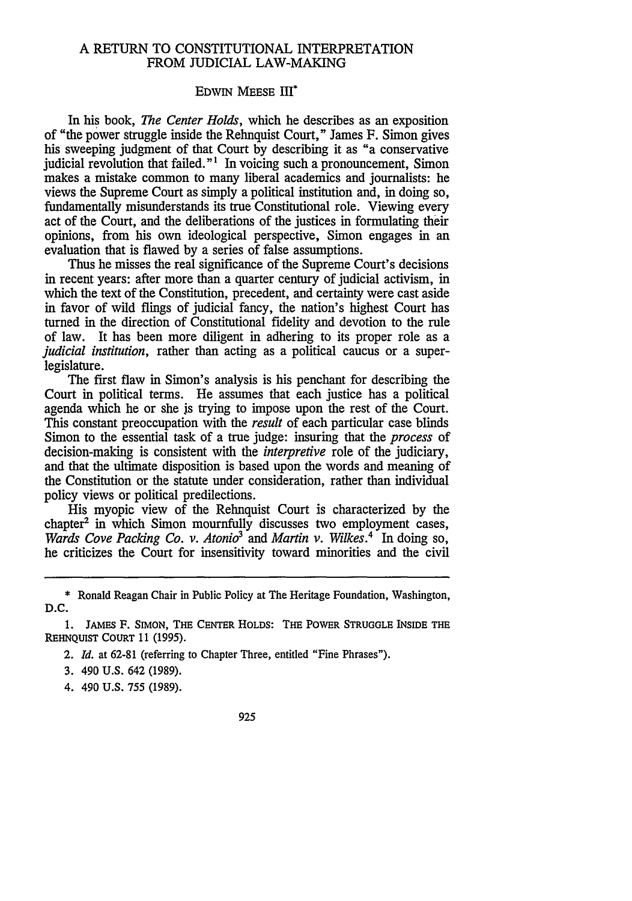# A RETURN TO CONSTITUTIONAL INTERPRETATION FROM JUDICIAL LAW-MAKING

EDWIN MEESE III*

In his book, *The Center Holds*, which he describes as an exposition of "the power struggle inside the Rehnquist Court," James F. Simon gives his sweeping judgment of that Court by describing it as "a conservative judicial revolution that failed."[1] In voicing such a pronouncement, Simon makes a mistake common to many liberal academics and journalists: he views the Supreme Court as simply a political institution and, in doing so, fundamentally misunderstands its true Constitutional role. Viewing every act of the Court, and the deliberations of the justices in formulating their opinions, from his own ideological perspective, Simon engages in an evaluation that is flawed by a series of false assumptions.

Thus he misses the real significance of the Supreme Court's decisions in recent years: after more than a quarter century of judicial activism, in which the text of the Constitution, precedent, and certainty were cast aside in favor of wild flings of judicial fancy, the nation's highest Court has turned in the direction of Constitutional fidelity and devotion to the rule of law. It has been more diligent in adhering to its proper role as a *judicial institution*, rather than acting as a political caucus or a super-legislature.

The first flaw in Simon's analysis is his penchant for describing the Court in political terms. He assumes that each justice has a political agenda which he or she is trying to impose upon the rest of the Court. This constant preoccupation with the *result* of each particular case blinds Simon to the essential task of a true judge: insuring that the *process* of decision-making is consistent with the *interpretive* role of the judiciary, and that the ultimate disposition is based upon the words and meaning of the Constitution or the statute under consideration, rather than individual policy views or political predilections.

His myopic view of the Rehnquist Court is characterized by the chapter[2] in which Simon mournfully discusses two employment cases, *Wards Cove Packing Co. v. Atonio*[3] and *Martin v. Wilkes*.[4] In doing so, he criticizes the Court for insensitivity toward minorities and the civil

---

\* Ronald Reagan Chair in Public Policy at The Heritage Foundation, Washington, D.C.

1. JAMES F. SIMON, THE CENTER HOLDS: THE POWER STRUGGLE INSIDE THE REHNQUIST COURT 11 (1995).

2. *Id.* at 62-81 (referring to Chapter Three, entitled "Fine Phrases").

3. 490 U.S. 642 (1989).

4. 490 U.S. 755 (1989).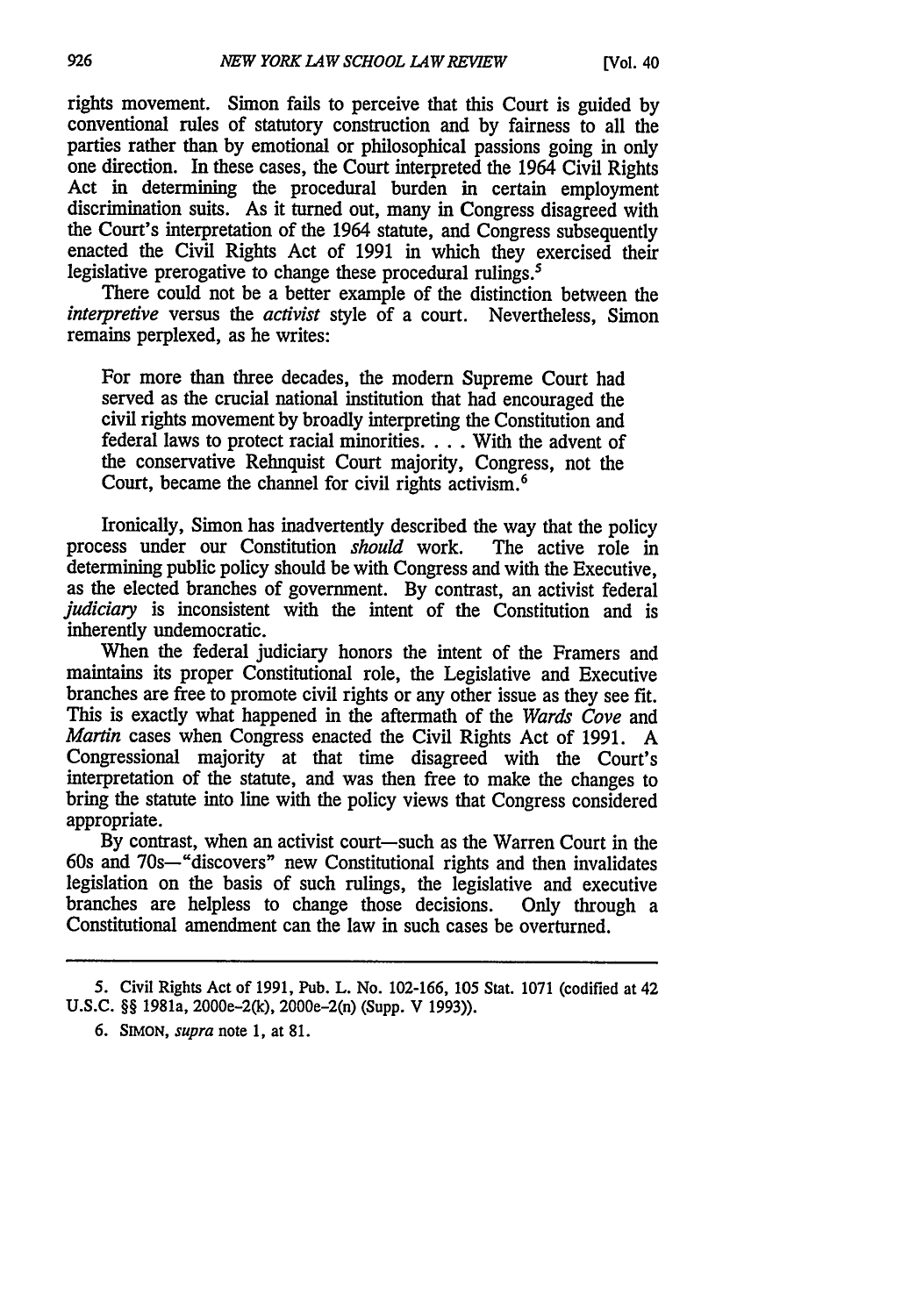rights movement. Simon fails to perceive that this Court is guided by conventional rules of statutory construction and by fairness to all the parties rather than by emotional or philosophical passions going in only one direction. In these cases, the Court interpreted the 1964 Civil Rights Act in determining the procedural burden in certain employment discrimination suits. As it turned out, many in Congress disagreed with the Court's interpretation of the 1964 statute, and Congress subsequently enacted the Civil Rights Act of 1991 in which they exercised their legislative prerogative to change these procedural rulings.[5]

There could not be a better example of the distinction between the *interpretive* versus the *activist* style of a court. Nevertheless, Simon remains perplexed, as he writes:

> For more than three decades, the modern Supreme Court had served as the crucial national institution that had encouraged the civil rights movement by broadly interpreting the Constitution and federal laws to protect racial minorities. . . . With the advent of the conservative Rehnquist Court majority, Congress, not the Court, became the channel for civil rights activism.[6]

Ironically, Simon has inadvertently described the way that the policy process under our Constitution *should* work. The active role in determining public policy should be with Congress and with the Executive, as the elected branches of government. By contrast, an activist federal *judiciary* is inconsistent with the intent of the Constitution and is inherently undemocratic.

When the federal judiciary honors the intent of the Framers and maintains its proper Constitutional role, the Legislative and Executive branches are free to promote civil rights or any other issue as they see fit. This is exactly what happened in the aftermath of the *Wards Cove* and *Martin* cases when Congress enacted the Civil Rights Act of 1991. A Congressional majority at that time disagreed with the Court's interpretation of the statute, and was then free to make the changes to bring the statute into line with the policy views that Congress considered appropriate.

By contrast, when an activist court—such as the Warren Court in the 60s and 70s—"discovers" new Constitutional rights and then invalidates legislation on the basis of such rulings, the legislative and executive branches are helpless to change those decisions. Only through a Constitutional amendment can the law in such cases be overturned.

---

5. Civil Rights Act of 1991, Pub. L. No. 102-166, 105 Stat. 1071 (codified at 42 U.S.C. §§ 1981a, 2000e-2(k), 2000e-2(n) (Supp. V 1993)).

6. SIMON, *supra* note 1, at 81.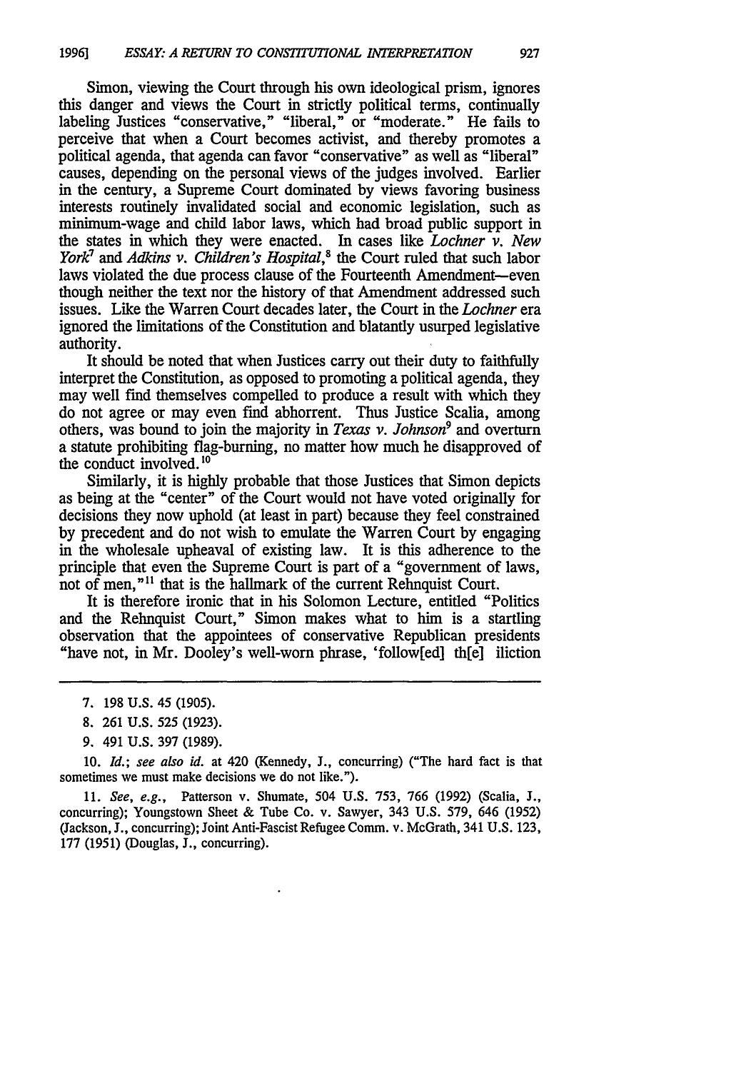Simon, viewing the Court through his own ideological prism, ignores this danger and views the Court in strictly political terms, continually labeling Justices "conservative," "liberal," or "moderate." He fails to perceive that when a Court becomes activist, and thereby promotes a political agenda, that agenda can favor "conservative" as well as "liberal" causes, depending on the personal views of the judges involved. Earlier in the century, a Supreme Court dominated by views favoring business interests routinely invalidated social and economic legislation, such as minimum-wage and child labor laws, which had broad public support in the states in which they were enacted. In cases like *Lochner v. New York*[7] and *Adkins v. Children's Hospital*,[8] the Court ruled that such labor laws violated the due process clause of the Fourteenth Amendment—even though neither the text nor the history of that Amendment addressed such issues. Like the Warren Court decades later, the Court in the *Lochner* era ignored the limitations of the Constitution and blatantly usurped legislative authority.

It should be noted that when Justices carry out their duty to faithfully interpret the Constitution, as opposed to promoting a political agenda, they may well find themselves compelled to produce a result with which they do not agree or may even find abhorrent. Thus Justice Scalia, among others, was bound to join the majority in *Texas v. Johnson*[9] and overturn a statute prohibiting flag-burning, no matter how much he disapproved of the conduct involved.[10]

Similarly, it is highly probable that those Justices that Simon depicts as being at the "center" of the Court would not have voted originally for decisions they now uphold (at least in part) because they feel constrained by precedent and do not wish to emulate the Warren Court by engaging in the wholesale upheaval of existing law. It is this adherence to the principle that even the Supreme Court is part of a "government of laws, not of men,"[11] that is the hallmark of the current Rehnquist Court.

It is therefore ironic that in his Solomon Lecture, entitled "Politics and the Rehnquist Court," Simon makes what to him is a startling observation that the appointees of conservative Republican presidents "have not, in Mr. Dooley's well-worn phrase, 'follow[ed] th[e] iliction

---

7. 198 U.S. 45 (1905).

8. 261 U.S. 525 (1923).

9. 491 U.S. 397 (1989).

10. *Id.*; *see also id.* at 420 (Kennedy, J., concurring) ("The hard fact is that sometimes we must make decisions we do not like.").

11. *See, e.g.*, Patterson v. Shumate, 504 U.S. 753, 766 (1992) (Scalia, J., concurring); Youngstown Sheet & Tube Co. v. Sawyer, 343 U.S. 579, 646 (1952) (Jackson, J., concurring); Joint Anti-Fascist Refugee Comm. v. McGrath, 341 U.S. 123, 177 (1951) (Douglas, J., concurring).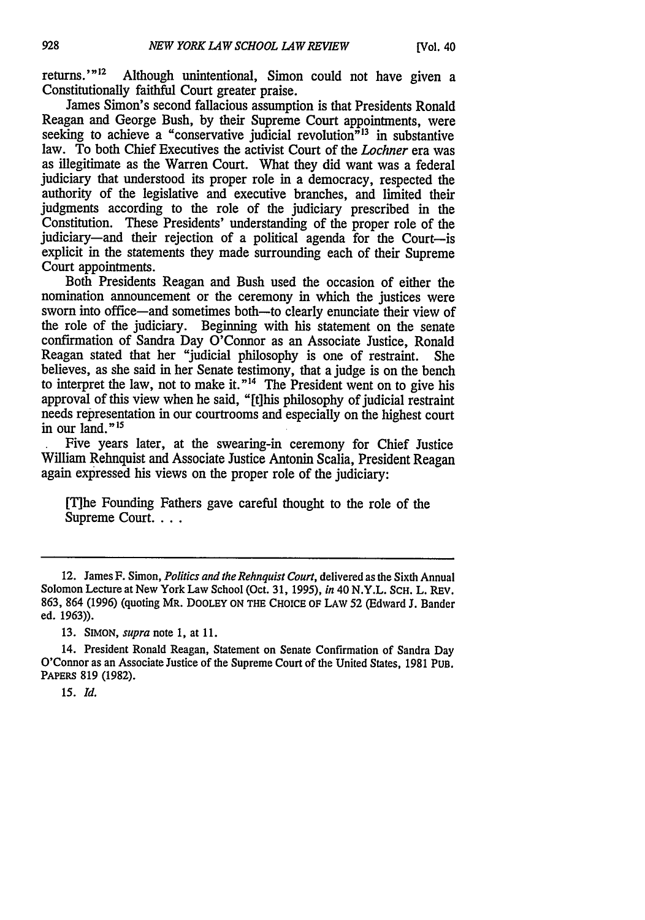returns.'"[12] Although unintentional, Simon could not have given a Constitutionally faithful Court greater praise.

James Simon's second fallacious assumption is that Presidents Ronald Reagan and George Bush, by their Supreme Court appointments, were seeking to achieve a "conservative judicial revolution"[13] in substantive law. To both Chief Executives the activist Court of the *Lochner* era was as illegitimate as the Warren Court. What they did want was a federal judiciary that understood its proper role in a democracy, respected the authority of the legislative and executive branches, and limited their judgments according to the role of the judiciary prescribed in the Constitution. These Presidents' understanding of the proper role of the judiciary—and their rejection of a political agenda for the Court—is explicit in the statements they made surrounding each of their Supreme Court appointments.

Both Presidents Reagan and Bush used the occasion of either the nomination announcement or the ceremony in which the justices were sworn into office—and sometimes both—to clearly enunciate their view of the role of the judiciary. Beginning with his statement on the senate confirmation of Sandra Day O'Connor as an Associate Justice, Ronald Reagan stated that her "judicial philosophy is one of restraint. She believes, as she said in her Senate testimony, that a judge is on the bench to interpret the law, not to make it."[14] The President went on to give his approval of this view when he said, "[t]his philosophy of judicial restraint needs representation in our courtrooms and especially on the highest court in our land."[15]

Five years later, at the swearing-in ceremony for Chief Justice William Rehnquist and Associate Justice Antonin Scalia, President Reagan again expressed his views on the proper role of the judiciary:

> [T]he Founding Fathers gave careful thought to the role of the Supreme Court. . . .

---

12. James F. Simon, *Politics and the Rehnquist Court*, delivered as the Sixth Annual Solomon Lecture at New York Law School (Oct. 31, 1995), *in* 40 N.Y.L. SCH. L. REV. 863, 864 (1996) (quoting MR. DOOLEY ON THE CHOICE OF LAW 52 (Edward J. Bander ed. 1963)).

13. SIMON, *supra* note 1, at 11.

14. President Ronald Reagan, Statement on Senate Confirmation of Sandra Day O'Connor as an Associate Justice of the Supreme Court of the United States, 1981 PUB. PAPERS 819 (1982).

15. *Id.*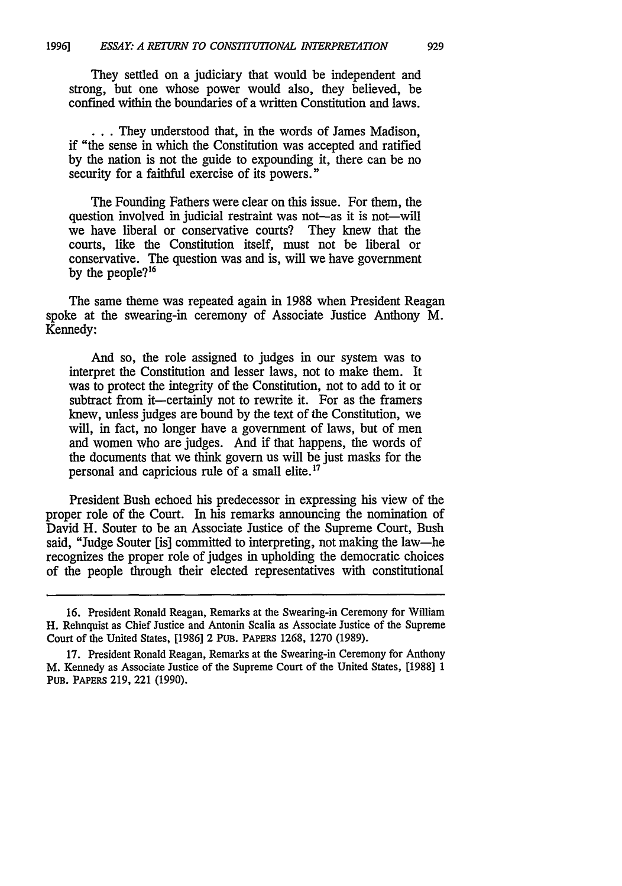They settled on a judiciary that would be independent and strong, but one whose power would also, they believed, be confined within the boundaries of a written Constitution and laws.

> . . . They understood that, in the words of James Madison, if "the sense in which the Constitution was accepted and ratified by the nation is not the guide to expounding it, there can be no security for a faithful exercise of its powers."
>
> The Founding Fathers were clear on this issue. For them, the question involved in judicial restraint was not—as it is not—will we have liberal or conservative courts? They knew that the courts, like the Constitution itself, must not be liberal or conservative. The question was and is, will we have government by the people?[16]

The same theme was repeated again in 1988 when President Reagan spoke at the swearing-in ceremony of Associate Justice Anthony M. Kennedy:

> And so, the role assigned to judges in our system was to interpret the Constitution and lesser laws, not to make them. It was to protect the integrity of the Constitution, not to add to it or subtract from it—certainly not to rewrite it. For as the framers knew, unless judges are bound by the text of the Constitution, we will, in fact, no longer have a government of laws, but of men and women who are judges. And if that happens, the words of the documents that we think govern us will be just masks for the personal and capricious rule of a small elite.[17]

President Bush echoed his predecessor in expressing his view of the proper role of the Court. In his remarks announcing the nomination of David H. Souter to be an Associate Justice of the Supreme Court, Bush said, "Judge Souter [is] committed to interpreting, not making the law—he recognizes the proper role of judges in upholding the democratic choices of the people through their elected representatives with constitutional

---

16. President Ronald Reagan, Remarks at the Swearing-in Ceremony for William H. Rehnquist as Chief Justice and Antonin Scalia as Associate Justice of the Supreme Court of the United States, [1986] 2 PUB. PAPERS 1268, 1270 (1989).

17. President Ronald Reagan, Remarks at the Swearing-in Ceremony for Anthony M. Kennedy as Associate Justice of the Supreme Court of the United States, [1988] 1 PUB. PAPERS 219, 221 (1990).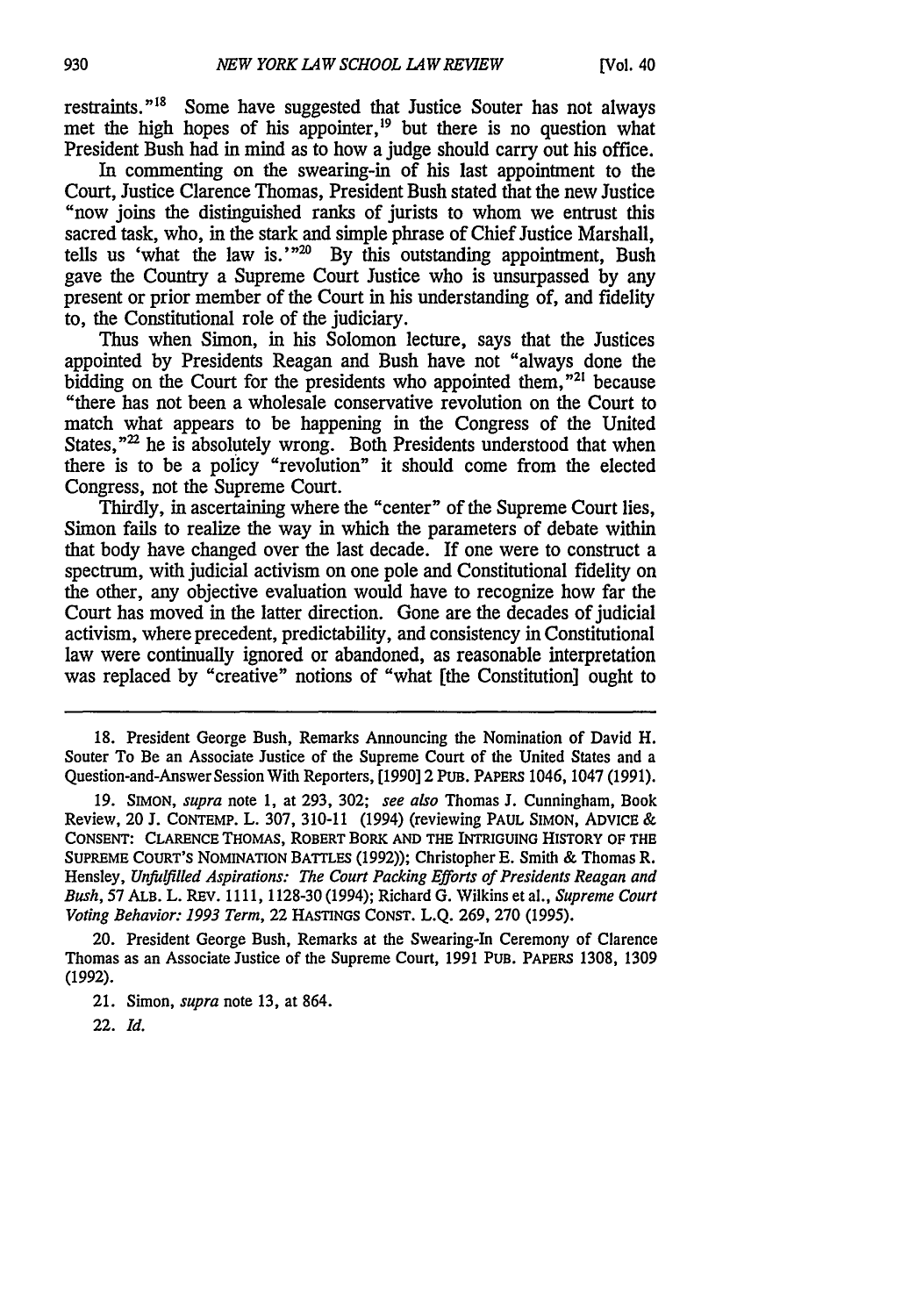restraints."[18] Some have suggested that Justice Souter has not always met the high hopes of his appointer,[19] but there is no question what President Bush had in mind as to how a judge should carry out his office.

In commenting on the swearing-in of his last appointment to the Court, Justice Clarence Thomas, President Bush stated that the new Justice "now joins the distinguished ranks of jurists to whom we entrust this sacred task, who, in the stark and simple phrase of Chief Justice Marshall, tells us 'what the law is.'"[20] By this outstanding appointment, Bush gave the Country a Supreme Court Justice who is unsurpassed by any present or prior member of the Court in his understanding of, and fidelity to, the Constitutional role of the judiciary.

Thus when Simon, in his Solomon lecture, says that the Justices appointed by Presidents Reagan and Bush have not "always done the bidding on the Court for the presidents who appointed them,"[21] because "there has not been a wholesale conservative revolution on the Court to match what appears to be happening in the Congress of the United States,"[22] he is absolutely wrong. Both Presidents understood that when there is to be a policy "revolution" it should come from the elected Congress, not the Supreme Court.

Thirdly, in ascertaining where the "center" of the Supreme Court lies, Simon fails to realize the way in which the parameters of debate within that body have changed over the last decade. If one were to construct a spectrum, with judicial activism on one pole and Constitutional fidelity on the other, any objective evaluation would have to recognize how far the Court has moved in the latter direction. Gone are the decades of judicial activism, where precedent, predictability, and consistency in Constitutional law were continually ignored or abandoned, as reasonable interpretation was replaced by "creative" notions of "what [the Constitution] ought to

---

18. President George Bush, Remarks Announcing the Nomination of David H. Souter To Be an Associate Justice of the Supreme Court of the United States and a Question-and-Answer Session With Reporters, [1990] 2 PUB. PAPERS 1046, 1047 (1991).

19. SIMON, *supra* note 1, at 293, 302; *see also* Thomas J. Cunningham, Book Review, 20 J. CONTEMP. L. 307, 310-11 (1994) (reviewing PAUL SIMON, ADVICE & CONSENT: CLARENCE THOMAS, ROBERT BORK AND THE INTRIGUING HISTORY OF THE SUPREME COURT'S NOMINATION BATTLES (1992)); Christopher E. Smith & Thomas R. Hensley, *Unfulfilled Aspirations: The Court Packing Efforts of Presidents Reagan and Bush*, 57 ALB. L. REV. 1111, 1128-30 (1994); Richard G. Wilkins et al., *Supreme Court Voting Behavior: 1993 Term*, 22 HASTINGS CONST. L.Q. 269, 270 (1995).

20. President George Bush, Remarks at the Swearing-In Ceremony of Clarence Thomas as an Associate Justice of the Supreme Court, 1991 PUB. PAPERS 1308, 1309 (1992).

21. Simon, *supra* note 13, at 864.

22. *Id.*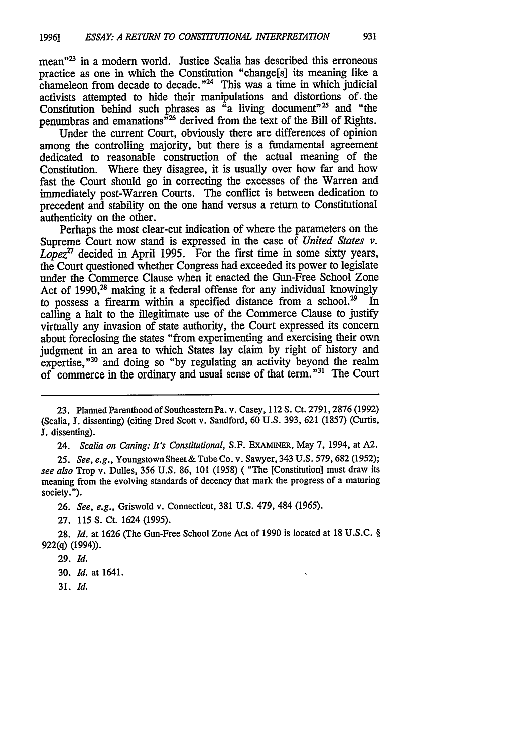mean"[23] in a modern world. Justice Scalia has described this erroneous practice as one in which the Constitution "change[s] its meaning like a chameleon from decade to decade."[24] This was a time in which judicial activists attempted to hide their manipulations and distortions of the Constitution behind such phrases as "a living document"[25] and "the penumbras and emanations"[26] derived from the text of the Bill of Rights.

Under the current Court, obviously there are differences of opinion among the controlling majority, but there is a fundamental agreement dedicated to reasonable construction of the actual meaning of the Constitution. Where they disagree, it is usually over how far and how fast the Court should go in correcting the excesses of the Warren and immediately post-Warren Courts. The conflict is between dedication to precedent and stability on the one hand versus a return to Constitutional authenticity on the other.

Perhaps the most clear-cut indication of where the parameters on the Supreme Court now stand is expressed in the case of *United States v. Lopez*[27] decided in April 1995. For the first time in some sixty years, the Court questioned whether Congress had exceeded its power to legislate under the Commerce Clause when it enacted the Gun-Free School Zone Act of 1990,[28] making it a federal offense for any individual knowingly to possess a firearm within a specified distance from a school.[29] In calling a halt to the illegitimate use of the Commerce Clause to justify virtually any invasion of state authority, the Court expressed its concern about foreclosing the states "from experimenting and exercising their own judgment in an area to which States lay claim by right of history and expertise,"[30] and doing so "by regulating an activity beyond the realm of commerce in the ordinary and usual sense of that term."[31] The Court

---

23. Planned Parenthood of Southeastern Pa. v. Casey, 112 S. Ct. 2791, 2876 (1992) (Scalia, J. dissenting) (citing Dred Scott v. Sandford, 60 U.S. 393, 621 (1857) (Curtis, J. dissenting).

24. *Scalia on Caning: It's Constitutional*, S.F. EXAMINER, May 7, 1994, at A2.

25. *See, e.g.*, Youngstown Sheet & Tube Co. v. Sawyer, 343 U.S. 579, 682 (1952); *see also* Trop v. Dulles, 356 U.S. 86, 101 (1958) ( "The [Constitution] must draw its meaning from the evolving standards of decency that mark the progress of a maturing society.").

26. *See, e.g.*, Griswold v. Connecticut, 381 U.S. 479, 484 (1965).

27. 115 S. Ct. 1624 (1995).

28. *Id.* at 1626 (The Gun-Free School Zone Act of 1990 is located at 18 U.S.C. § 922(q) (1994)).

29. *Id.*

30. *Id.* at 1641.

31. *Id.*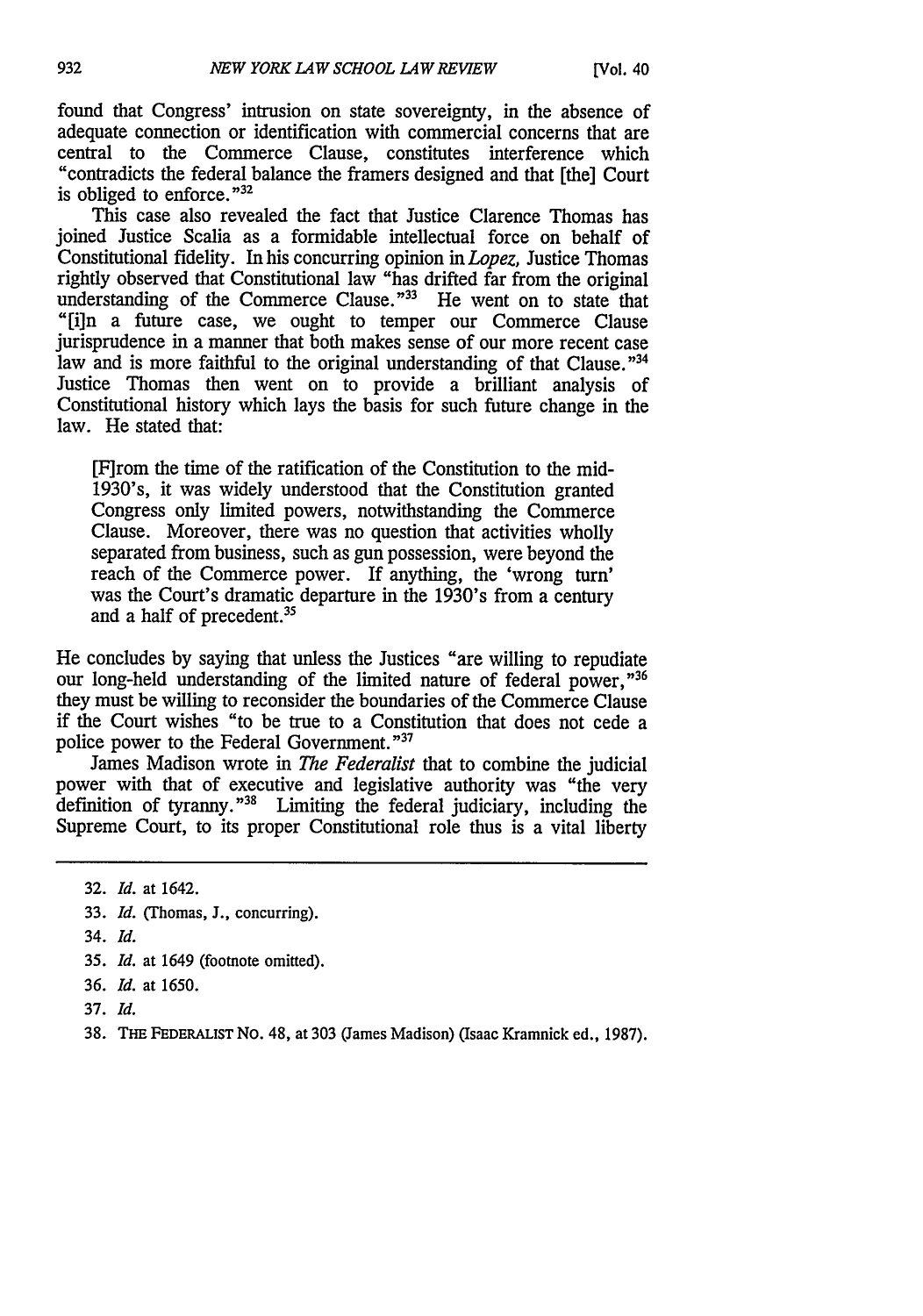found that Congress' intrusion on state sovereignty, in the absence of adequate connection or identification with commercial concerns that are central to the Commerce Clause, constitutes interference which "contradicts the federal balance the framers designed and that [the] Court is obliged to enforce."[32]

This case also revealed the fact that Justice Clarence Thomas has joined Justice Scalia as a formidable intellectual force on behalf of Constitutional fidelity. In his concurring opinion in *Lopez*, Justice Thomas rightly observed that Constitutional law "has drifted far from the original understanding of the Commerce Clause."[33] He went on to state that "[i]n a future case, we ought to temper our Commerce Clause jurisprudence in a manner that both makes sense of our more recent case law and is more faithful to the original understanding of that Clause."[34] Justice Thomas then went on to provide a brilliant analysis of Constitutional history which lays the basis for such future change in the law. He stated that:

> [F]rom the time of the ratification of the Constitution to the mid-1930's, it was widely understood that the Constitution granted Congress only limited powers, notwithstanding the Commerce Clause. Moreover, there was no question that activities wholly separated from business, such as gun possession, were beyond the reach of the Commerce power. If anything, the 'wrong turn' was the Court's dramatic departure in the 1930's from a century and a half of precedent.[35]

He concludes by saying that unless the Justices "are willing to repudiate our long-held understanding of the limited nature of federal power,"[36] they must be willing to reconsider the boundaries of the Commerce Clause if the Court wishes "to be true to a Constitution that does not cede a police power to the Federal Government."[37]

James Madison wrote in *The Federalist* that to combine the judicial power with that of executive and legislative authority was "the very definition of tyranny."[38] Limiting the federal judiciary, including the Supreme Court, to its proper Constitutional role thus is a vital liberty

---

32. *Id.* at 1642.

33. *Id.* (Thomas, J., concurring).

34. *Id.*

35. *Id.* at 1649 (footnote omitted).

36. *Id.* at 1650.

37. *Id.*

38. THE FEDERALIST NO. 48, at 303 (James Madison) (Isaac Kramnick ed., 1987).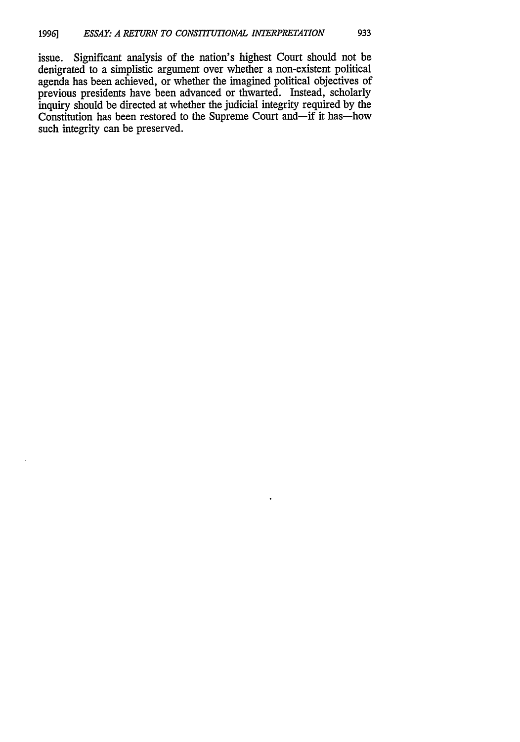issue. Significant analysis of the nation's highest Court should not be denigrated to a simplistic argument over whether a non-existent political agenda has been achieved, or whether the imagined political objectives of previous presidents have been advanced or thwarted. Instead, scholarly inquiry should be directed at whether the judicial integrity required by the Constitution has been restored to the Supreme Court and—if it has—how such integrity can be preserved.